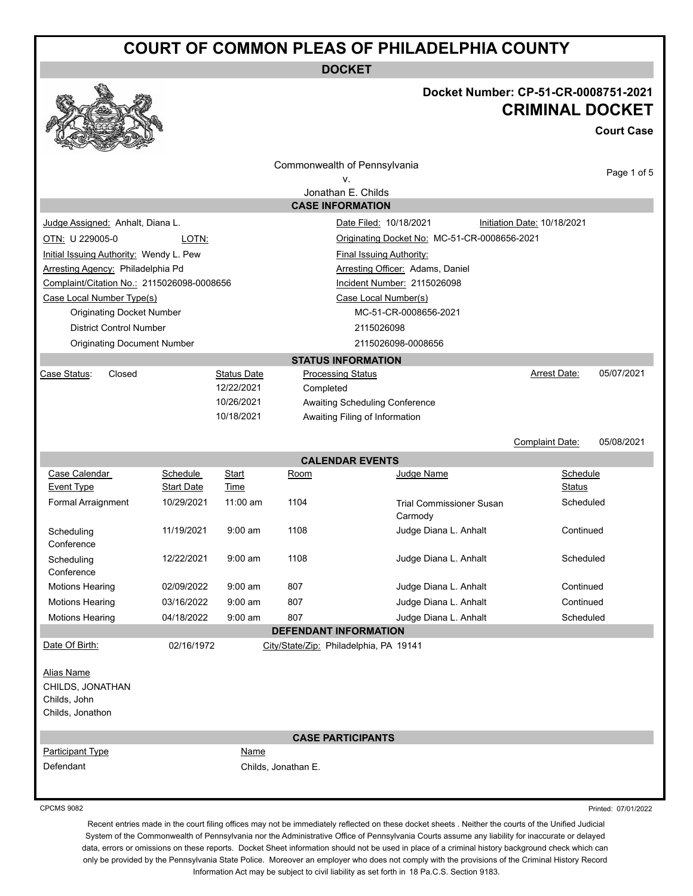# COURT OF COMMON PLEAS OF PHILADELPHIA COUNTY

## DOCKET

**Docket Number: CP-51-CR-0008751-2021**

**CRIMINAL DOCKET**

**Court Case**

Commonwealth of Pennsylvania
v.
Jonathan E. Childs

### CASE INFORMATION

| | | | |
|---|---|---|---|
| Judge Assigned: Anhalt, Diana L. | | Date Filed: 10/18/2021 | Initiation Date: 10/18/2021 |
| OTN: U 229005-0 | LOTN: | Originating Docket No: MC-51-CR-0008656-2021 | |
| Initial Issuing Authority: Wendy L. Pew | | Final Issuing Authority: | |
| Arresting Agency: Philadelphia Pd | | Arresting Officer: Adams, Daniel | |
| Complaint/Citation No.: 2115026098-0008656 | | Incident Number: 2115026098 | |

| Case Local Number Type(s) | Case Local Number(s) |
|---|---|
| Originating Docket Number | MC-51-CR-0008656-2021 |
| District Control Number | 2115026098 |
| Originating Document Number | 2115026098-0008656 |

### STATUS INFORMATION

Case Status: Closed

| Status Date | Processing Status |
|---|---|
| 12/22/2021 | Completed |
| 10/26/2021 | Awaiting Scheduling Conference |
| 10/18/2021 | Awaiting Filing of Information |

Arrest Date: 05/07/2021

Complaint Date: 05/08/2021

### CALENDAR EVENTS

| Case Calendar Event Type | Schedule Start Date | Start Time | Room | Judge Name | Schedule Status |
|---|---|---|---|---|---|
| Formal Arraignment | 10/29/2021 | 11:00 am | 1104 | Trial Commissioner Susan Carmody | Scheduled |
| Scheduling Conference | 11/19/2021 | 9:00 am | 1108 | Judge Diana L. Anhalt | Continued |
| Scheduling Conference | 12/22/2021 | 9:00 am | 1108 | Judge Diana L. Anhalt | Scheduled |
| Motions Hearing | 02/09/2022 | 9:00 am | 807 | Judge Diana L. Anhalt | Continued |
| Motions Hearing | 03/16/2022 | 9:00 am | 807 | Judge Diana L. Anhalt | Continued |
| Motions Hearing | 04/18/2022 | 9:00 am | 807 | Judge Diana L. Anhalt | Scheduled |

### DEFENDANT INFORMATION

Date Of Birth: 02/16/1972

City/State/Zip: Philadelphia, PA 19141

Alias Name

CHILDS, JONATHAN
Childs, John
Childs, Jonathon

### CASE PARTICIPANTS

| Participant Type | Name |
|---|---|
| Defendant | Childs, Jonathan E. |

CPCMS 9082

Printed: 07/01/2022

Recent entries made in the court filing offices may not be immediately reflected on these docket sheets . Neither the courts of the Unified Judicial System of the Commonwealth of Pennsylvania nor the Administrative Office of Pennsylvania Courts assume any liability for inaccurate or delayed data, errors or omissions on these reports. Docket Sheet information should not be used in place of a criminal history background check which can only be provided by the Pennsylvania State Police. Moreover an employer who does not comply with the provisions of the Criminal History Record Information Act may be subject to civil liability as set forth in 18 Pa.C.S. Section 9183.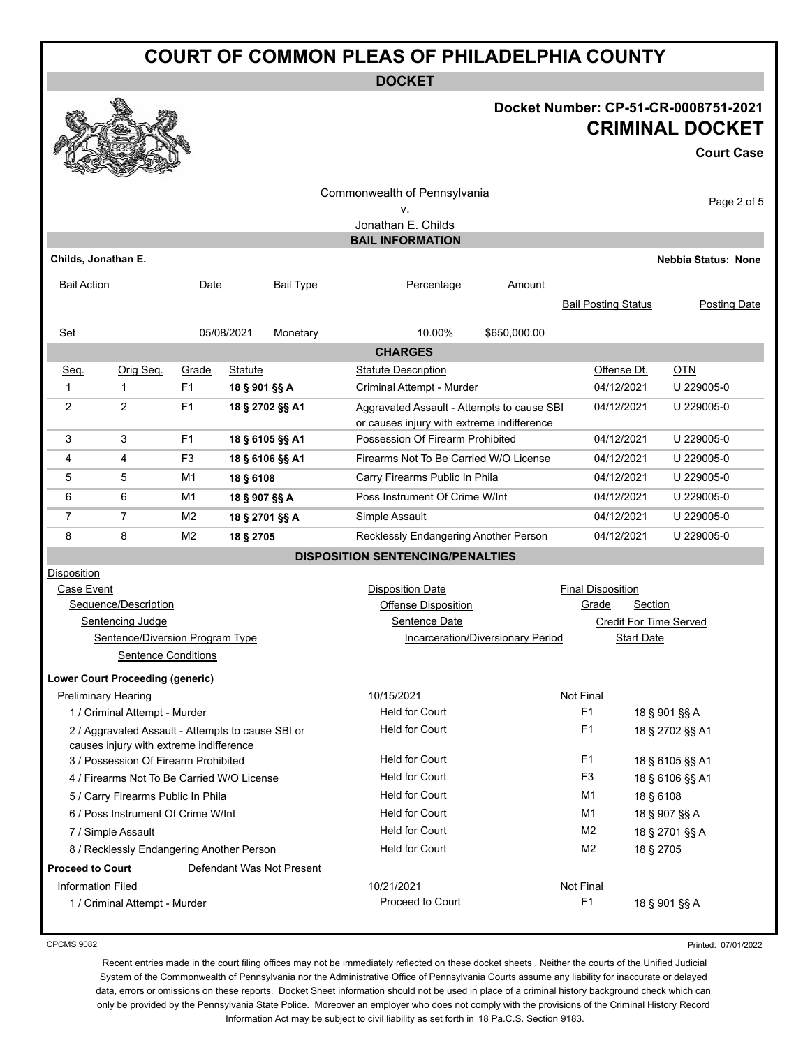# COURT OF COMMON PLEAS OF PHILADELPHIA COUNTY

## DOCKET

**Docket Number: CP-51-CR-0008751-2021**

**CRIMINAL DOCKET**

**Court Case**

Commonwealth of Pennsylvania
v.
Jonathan E. Childs

### BAIL INFORMATION

**Childs, Jonathan E.** — **Nebbia Status: None**

| Bail Action | Date | Bail Type | Percentage | Amount | Bail Posting Status | Posting Date |
|---|---|---|---|---|---|---|
| Set | 05/08/2021 | Monetary | 10.00% | $650,000.00 | | |

### CHARGES

| Seq. | Orig Seq. | Grade | Statute | Statute Description | Offense Dt. | OTN |
|---|---|---|---|---|---|---|
| 1 | 1 | F1 | **18 § 901 §§ A** | Criminal Attempt - Murder | 04/12/2021 | U 229005-0 |
| 2 | 2 | F1 | **18 § 2702 §§ A1** | Aggravated Assault - Attempts to cause SBI or causes injury with extreme indifference | 04/12/2021 | U 229005-0 |
| 3 | 3 | F1 | **18 § 6105 §§ A1** | Possession Of Firearm Prohibited | 04/12/2021 | U 229005-0 |
| 4 | 4 | F3 | **18 § 6106 §§ A1** | Firearms Not To Be Carried W/O License | 04/12/2021 | U 229005-0 |
| 5 | 5 | M1 | **18 § 6108** | Carry Firearms Public In Phila | 04/12/2021 | U 229005-0 |
| 6 | 6 | M1 | **18 § 907 §§ A** | Poss Instrument Of Crime W/Int | 04/12/2021 | U 229005-0 |
| 7 | 7 | M2 | **18 § 2701 §§ A** | Simple Assault | 04/12/2021 | U 229005-0 |
| 8 | 8 | M2 | **18 § 2705** | Recklessly Endangering Another Person | 04/12/2021 | U 229005-0 |

### DISPOSITION SENTENCING/PENALTIES

Disposition
- Case Event — Disposition Date — Final Disposition
  - Sequence/Description — Offense Disposition — Grade — Section
    - Sentencing Judge — Sentence Date — Credit For Time Served
      - Sentence/Diversion Program Type — Incarceration/Diversionary Period — Start Date
        - Sentence Conditions

**Lower Court Proceeding (generic)**

| Case Event / Sequence/Description | Disposition Date / Offense Disposition | Final Disposition / Grade | Section |
|---|---|---|---|
| Preliminary Hearing | 10/15/2021 | Not Final | |
| 1 / Criminal Attempt - Murder | Held for Court | F1 | 18 § 901 §§ A |
| 2 / Aggravated Assault - Attempts to cause SBI or causes injury with extreme indifference | Held for Court | F1 | 18 § 2702 §§ A1 |
| 3 / Possession Of Firearm Prohibited | Held for Court | F1 | 18 § 6105 §§ A1 |
| 4 / Firearms Not To Be Carried W/O License | Held for Court | F3 | 18 § 6106 §§ A1 |
| 5 / Carry Firearms Public In Phila | Held for Court | M1 | 18 § 6108 |
| 6 / Poss Instrument Of Crime W/Int | Held for Court | M1 | 18 § 907 §§ A |
| 7 / Simple Assault | Held for Court | M2 | 18 § 2701 §§ A |
| 8 / Recklessly Endangering Another Person | Held for Court | M2 | 18 § 2705 |

**Proceed to Court** — Defendant Was Not Present

| Case Event / Sequence/Description | Disposition Date / Offense Disposition | Final Disposition / Grade | Section |
|---|---|---|---|
| Information Filed | 10/21/2021 | Not Final | |
| 1 / Criminal Attempt - Murder | Proceed to Court | F1 | 18 § 901 §§ A |

CPCMS 9082

Printed: 07/01/2022

Recent entries made in the court filing offices may not be immediately reflected on these docket sheets . Neither the courts of the Unified Judicial System of the Commonwealth of Pennsylvania nor the Administrative Office of Pennsylvania Courts assume any liability for inaccurate or delayed data, errors or omissions on these reports. Docket Sheet information should not be used in place of a criminal history background check which can only be provided by the Pennsylvania State Police. Moreover an employer who does not comply with the provisions of the Criminal History Record Information Act may be subject to civil liability as set forth in 18 Pa.C.S. Section 9183.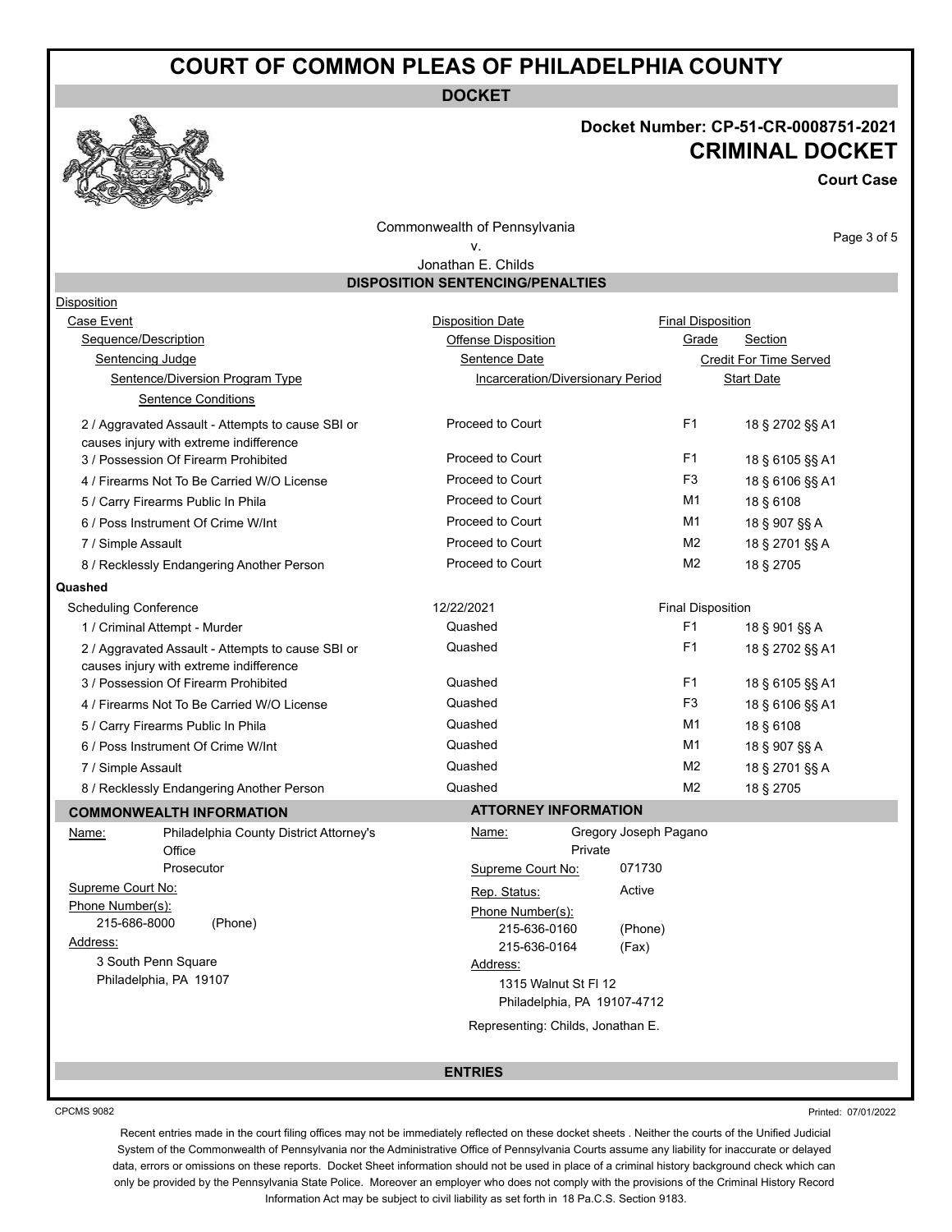# COURT OF COMMON PLEAS OF PHILADELPHIA COUNTY

**DOCKET**

**Docket Number: CP-51-CR-0008751-2021**

## CRIMINAL DOCKET

**Court Case**

Commonwealth of Pennsylvania
v.
Jonathan E. Childs

### DISPOSITION SENTENCING/PENALTIES

Disposition
Case Event — Disposition Date — Final Disposition
Sequence/Description — Offense Disposition — Grade — Section
Sentencing Judge — Sentence Date — Credit For Time Served
Sentence/Diversion Program Type — Incarceration/Diversionary Period — Start Date
Sentence Conditions

| Sequence/Description | Offense Disposition | Grade | Section |
|---|---|---|---|
| 2 / Aggravated Assault - Attempts to cause SBI or causes injury with extreme indifference | Proceed to Court | F1 | 18 § 2702 §§ A1 |
| 3 / Possession Of Firearm Prohibited | Proceed to Court | F1 | 18 § 6105 §§ A1 |
| 4 / Firearms Not To Be Carried W/O License | Proceed to Court | F3 | 18 § 6106 §§ A1 |
| 5 / Carry Firearms Public In Phila | Proceed to Court | M1 | 18 § 6108 |
| 6 / Poss Instrument Of Crime W/Int | Proceed to Court | M1 | 18 § 907 §§ A |
| 7 / Simple Assault | Proceed to Court | M2 | 18 § 2701 §§ A |
| 8 / Recklessly Endangering Another Person | Proceed to Court | M2 | 18 § 2705 |

**Quashed**

Scheduling Conference — 12/22/2021 — Final Disposition

| Sequence/Description | Offense Disposition | Grade | Section |
|---|---|---|---|
| 1 / Criminal Attempt - Murder | Quashed | F1 | 18 § 901 §§ A |
| 2 / Aggravated Assault - Attempts to cause SBI or causes injury with extreme indifference | Quashed | F1 | 18 § 2702 §§ A1 |
| 3 / Possession Of Firearm Prohibited | Quashed | F1 | 18 § 6105 §§ A1 |
| 4 / Firearms Not To Be Carried W/O License | Quashed | F3 | 18 § 6106 §§ A1 |
| 5 / Carry Firearms Public In Phila | Quashed | M1 | 18 § 6108 |
| 6 / Poss Instrument Of Crime W/Int | Quashed | M1 | 18 § 907 §§ A |
| 7 / Simple Assault | Quashed | M2 | 18 § 2701 §§ A |
| 8 / Recklessly Endangering Another Person | Quashed | M2 | 18 § 2705 |

### COMMONWEALTH INFORMATION

Name: Philadelphia County District Attorney's Office
Prosecutor
Supreme Court No:
Phone Number(s):
215-686-8000 (Phone)
Address:
3 South Penn Square
Philadelphia, PA 19107

### ATTORNEY INFORMATION

Name: Gregory Joseph Pagano
Private
Supreme Court No: 071730
Rep. Status: Active
Phone Number(s):
215-636-0160 (Phone)
215-636-0164 (Fax)
Address:
1315 Walnut St Fl 12
Philadelphia, PA 19107-4712
Representing: Childs, Jonathan E.

### ENTRIES

CPCMS 9082

Printed: 07/01/2022

Recent entries made in the court filing offices may not be immediately reflected on these docket sheets . Neither the courts of the Unified Judicial System of the Commonwealth of Pennsylvania nor the Administrative Office of Pennsylvania Courts assume any liability for inaccurate or delayed data, errors or omissions on these reports. Docket Sheet information should not be used in place of a criminal history background check which can only be provided by the Pennsylvania State Police. Moreover an employer who does not comply with the provisions of the Criminal History Record Information Act may be subject to civil liability as set forth in 18 Pa.C.S. Section 9183.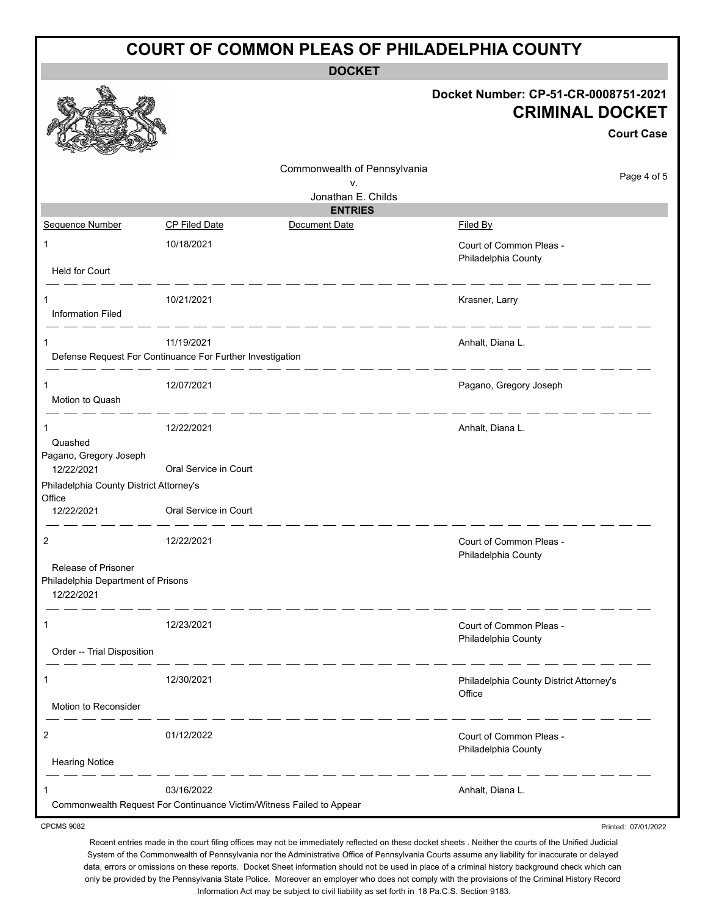# COURT OF COMMON PLEAS OF PHILADELPHIA COUNTY

**DOCKET**

**Docket Number: CP-51-CR-0008751-2021**

**CRIMINAL DOCKET**

**Court Case**

Commonwealth of Pennsylvania
v.
Jonathan E. Childs

## ENTRIES

| Sequence Number | CP Filed Date | Document Date | Filed By |
|---|---|---|---|
| 1 | 10/18/2021 | | Court of Common Pleas - Philadelphia County |
| Held for Court | | | |
| 1 | 10/21/2021 | | Krasner, Larry |
| Information Filed | | | |
| 1 | 11/19/2021 | | Anhalt, Diana L. |
| Defense Request For Continuance For Further Investigation | | | |
| 1 | 12/07/2021 | | Pagano, Gregory Joseph |
| Motion to Quash | | | |
| 1 | 12/22/2021 | | Anhalt, Diana L. |
| Quashed | | | |
| Pagano, Gregory Joseph | | | |
| 12/22/2021 | Oral Service in Court | | |
| Philadelphia County District Attorney's Office | | | |
| 12/22/2021 | Oral Service in Court | | |
| 2 | 12/22/2021 | | Court of Common Pleas - Philadelphia County |
| Release of Prisoner | | | |
| Philadelphia Department of Prisons | | | |
| 12/22/2021 | | | |
| 1 | 12/23/2021 | | Court of Common Pleas - Philadelphia County |
| Order -- Trial Disposition | | | |
| 1 | 12/30/2021 | | Philadelphia County District Attorney's Office |
| Motion to Reconsider | | | |
| 2 | 01/12/2022 | | Court of Common Pleas - Philadelphia County |
| Hearing Notice | | | |
| 1 | 03/16/2022 | | Anhalt, Diana L. |
| Commonwealth Request For Continuance Victim/Witness Failed to Appear | | | |

CPCMS 9082

Printed: 07/01/2022

Recent entries made in the court filing offices may not be immediately reflected on these docket sheets . Neither the courts of the Unified Judicial System of the Commonwealth of Pennsylvania nor the Administrative Office of Pennsylvania Courts assume any liability for inaccurate or delayed data, errors or omissions on these reports. Docket Sheet information should not be used in place of a criminal history background check which can only be provided by the Pennsylvania State Police. Moreover an employer who does not comply with the provisions of the Criminal History Record Information Act may be subject to civil liability as set forth in 18 Pa.C.S. Section 9183.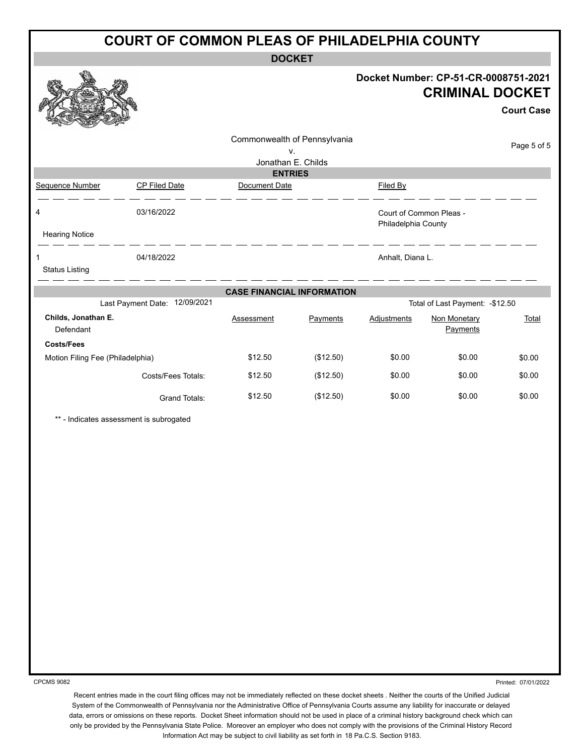# COURT OF COMMON PLEAS OF PHILADELPHIA COUNTY

## DOCKET

**Docket Number: CP-51-CR-0008751-2021**

**CRIMINAL DOCKET**

**Court Case**

Commonwealth of Pennsylvania
v.
Jonathan E. Childs

## ENTRIES

| Sequence Number | CP Filed Date | Document Date | Filed By |
|---|---|---|---|
| 4 | 03/16/2022 | | Court of Common Pleas - Philadelphia County |
| Hearing Notice | | | |
| 1 | 04/18/2022 | | Anhalt, Diana L. |
| Status Listing | | | |

## CASE FINANCIAL INFORMATION

Last Payment Date: 12/09/2021

Total of Last Payment: -$12.50

| Childs, Jonathan E. Defendant | Assessment | Payments | Adjustments | Non Monetary Payments | Total |
|---|---|---|---|---|---|
| **Costs/Fees** | | | | | |
| Motion Filing Fee (Philadelphia) | $12.50 | ($12.50) | $0.00 | $0.00 | $0.00 |
| Costs/Fees Totals: | $12.50 | ($12.50) | $0.00 | $0.00 | $0.00 |
| Grand Totals: | $12.50 | ($12.50) | $0.00 | $0.00 | $0.00 |

** - Indicates assessment is subrogated

CPCMS 9082

Printed: 07/01/2022

Recent entries made in the court filing offices may not be immediately reflected on these docket sheets . Neither the courts of the Unified Judicial System of the Commonwealth of Pennsylvania nor the Administrative Office of Pennsylvania Courts assume any liability for inaccurate or delayed data, errors or omissions on these reports. Docket Sheet information should not be used in place of a criminal history background check which can only be provided by the Pennsylvania State Police. Moreover an employer who does not comply with the provisions of the Criminal History Record Information Act may be subject to civil liability as set forth in 18 Pa.C.S. Section 9183.